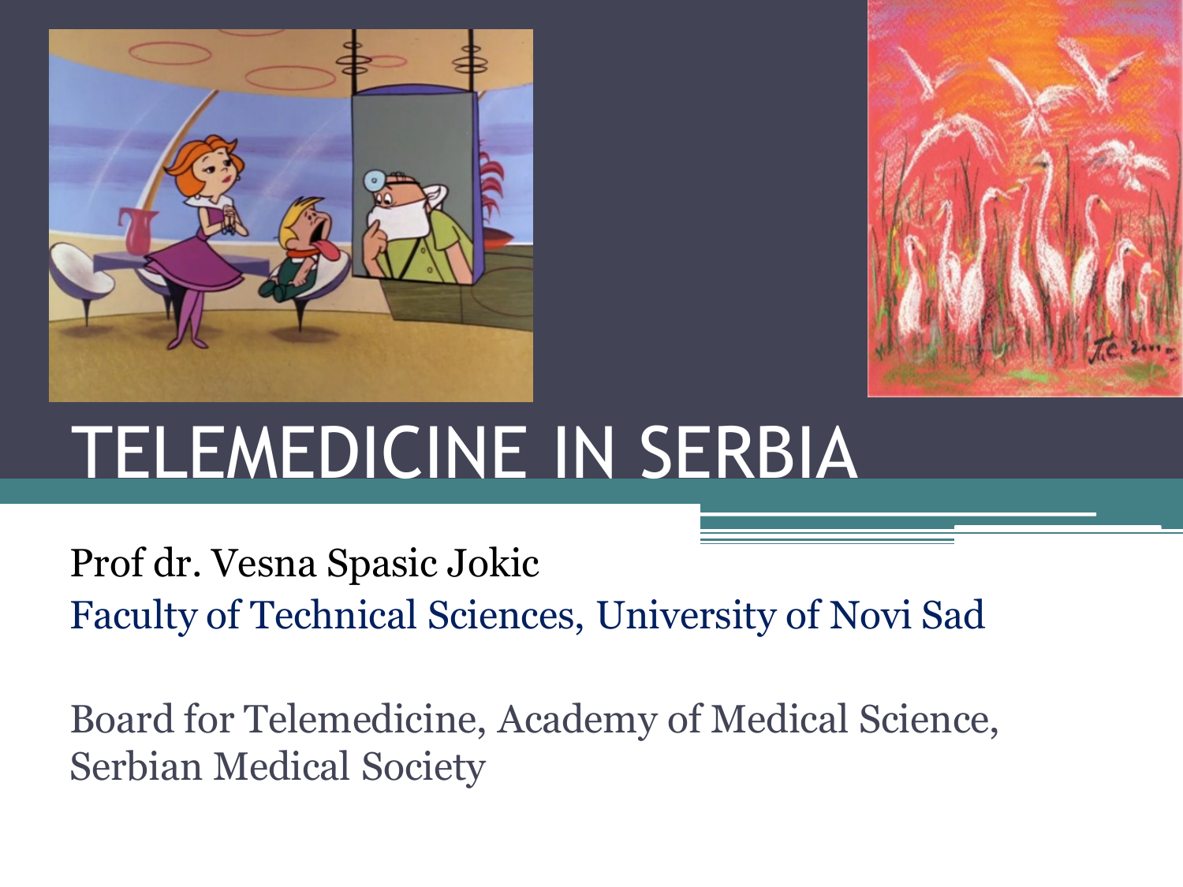# TELEMEDICINE IN SERBIA

Prof dr. Vesna Spasic Jokic

Faculty of Technical Sciences, University of Novi Sad

Board for Telemedicine, Academy of Medical Science, Serbian Medical Society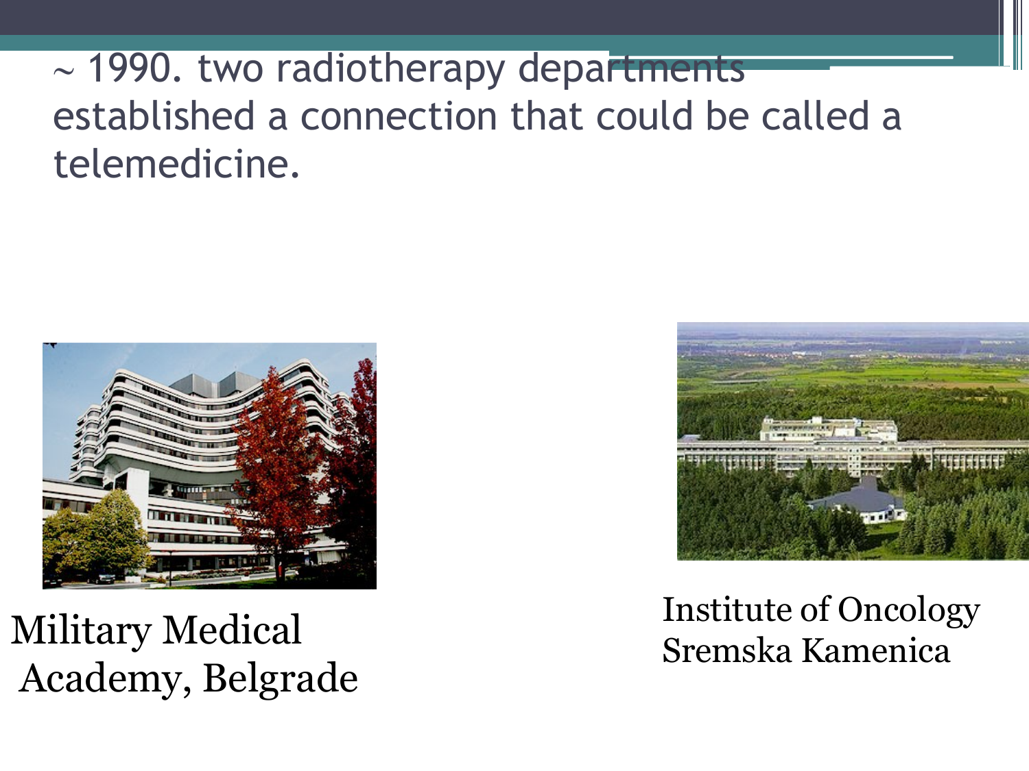~ 1990. two radiotherapy departments established a connection that could be called a telemedicine.

Military Medical Academy, Belgrade

Institute of Oncology Sremska Kamenica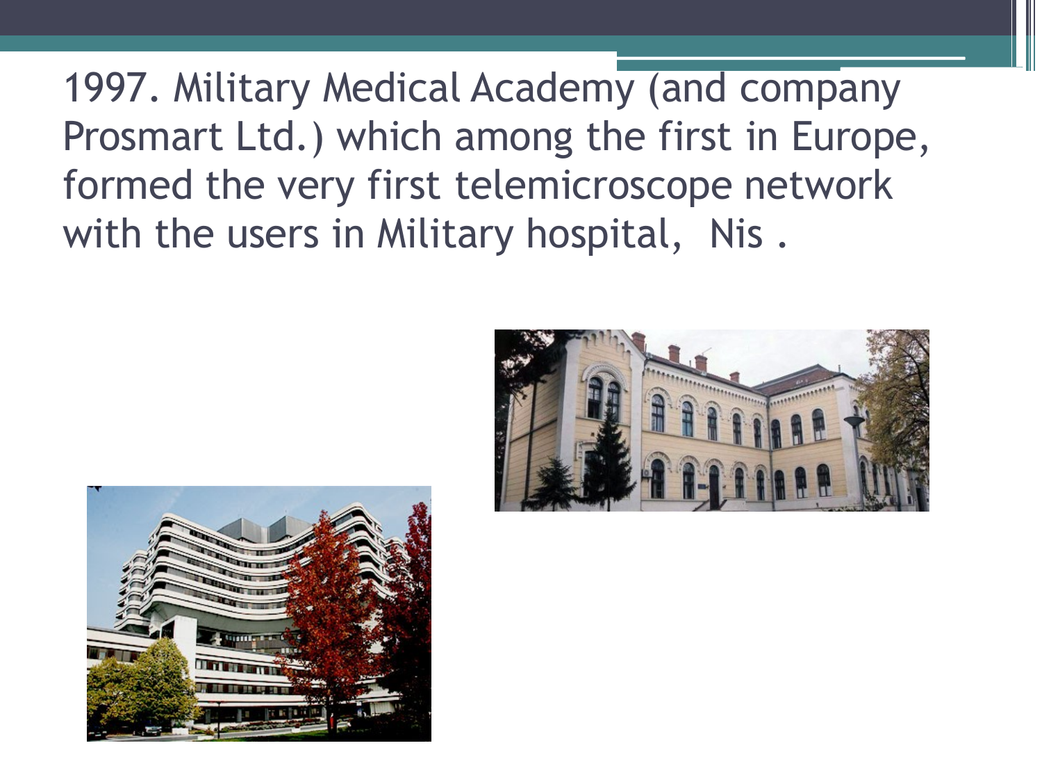1997. Military Medical Academy (and company Prosmart Ltd.) which among the first in Europe, formed the very first telemicroscope network with the users in Military hospital,  Nis .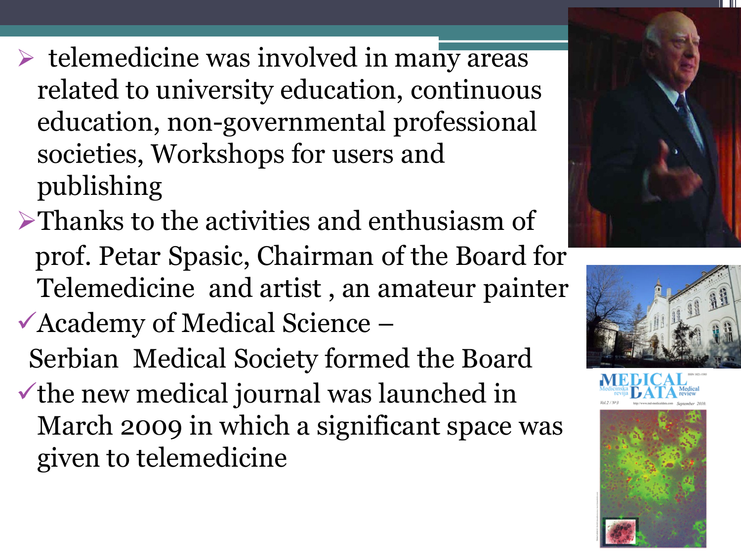- telemedicine was involved in many areas related to university education, continuous education, non-governmental professional societies, Workshops for users and publishing
- Thanks to the activities and enthusiasm of prof. Petar Spasic, Chairman of the Board for Telemedicine and artist , an amateur painter
- ✓ Academy of Medical Science – Serbian Medical Society formed the Board
- ✓ the new medical journal was launched in March 2009 in which a significant space was given to telemedicine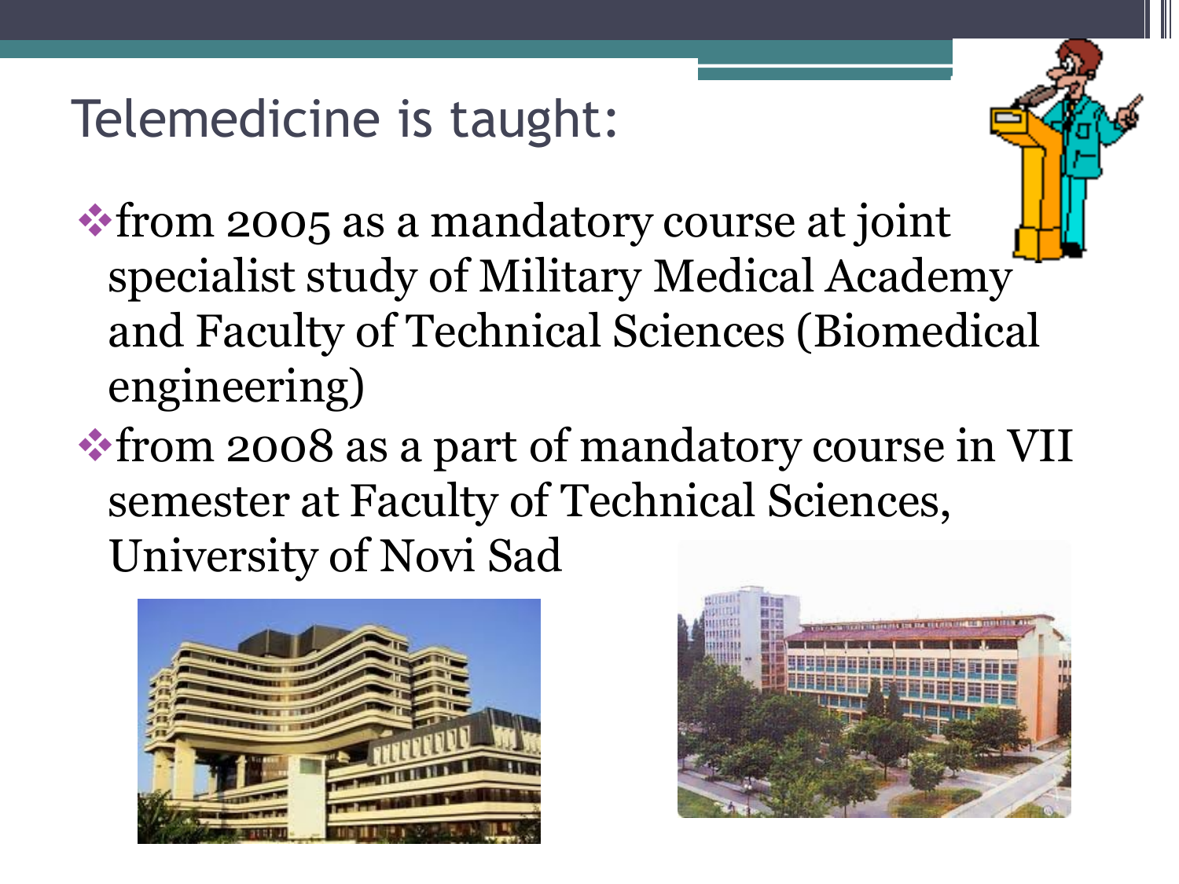# Telemedicine is taught:

- from 2005 as a mandatory course at joint specialist study of Military Medical Academy and Faculty of Technical Sciences (Biomedical engineering)
- from 2008 as a part of mandatory course in VII semester at Faculty of Technical Sciences, University of Novi Sad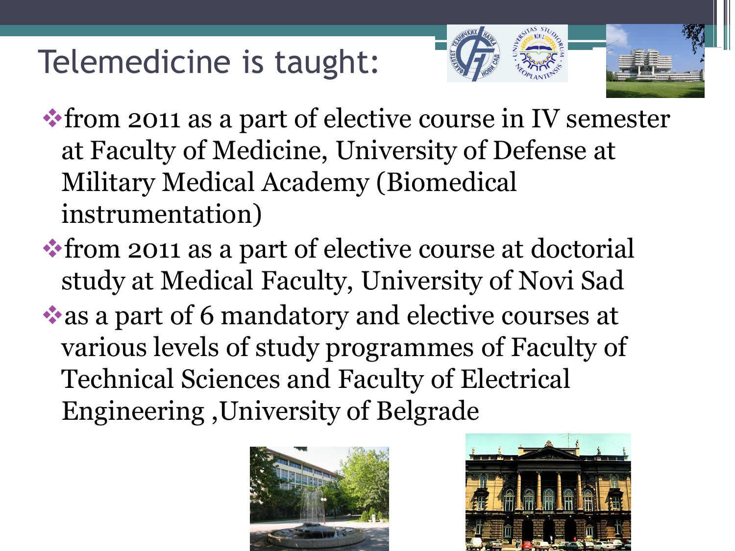# Telemedicine is taught:

- from 2011 as a part of elective course in IV semester at Faculty of Medicine, University of Defense at Military Medical Academy (Biomedical instrumentation)
- from 2011 as a part of elective course at doctorial study at Medical Faculty, University of Novi Sad
- as a part of 6 mandatory and elective courses at various levels of study programmes of Faculty of Technical Sciences and Faculty of Electrical Engineering ,University of Belgrade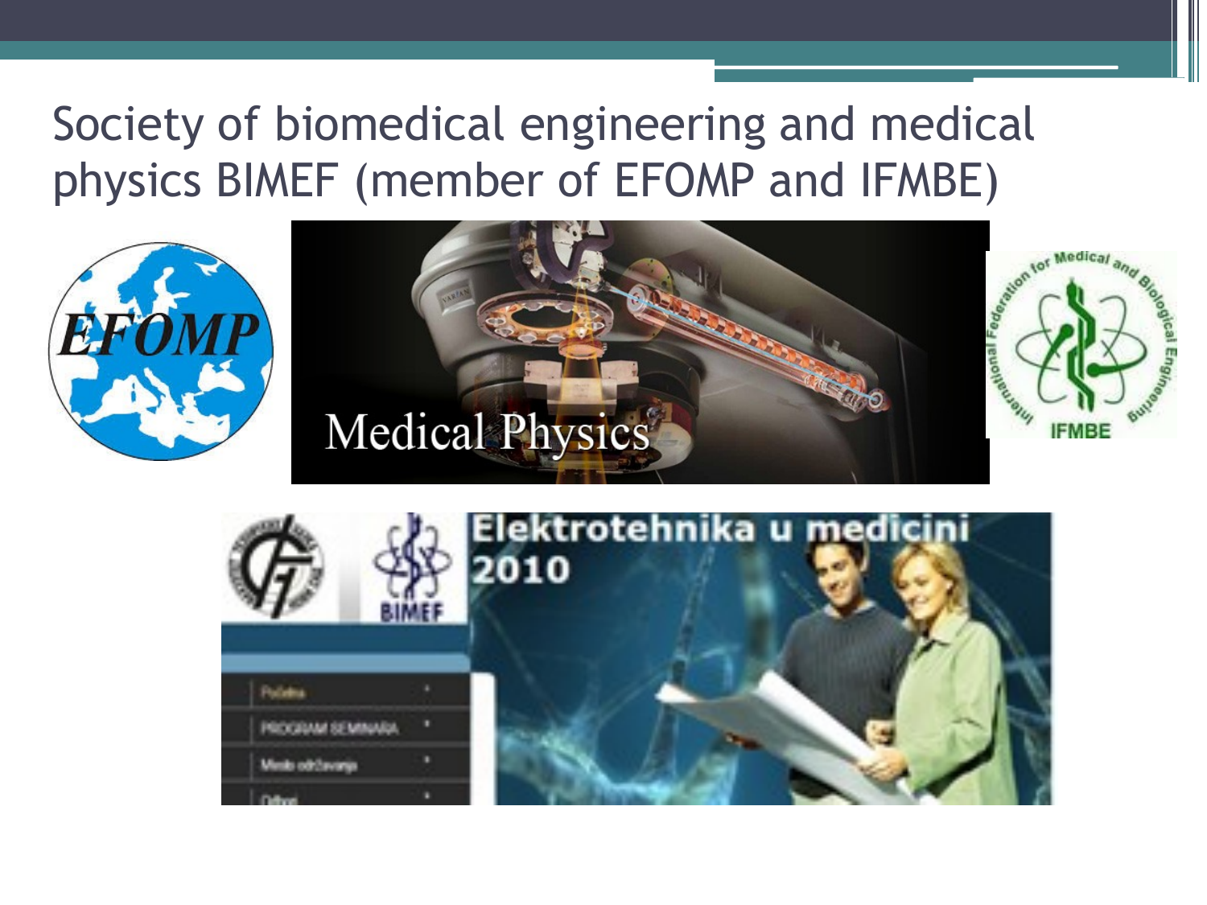# Society of biomedical engineering and medical physics BIMEF (member of EFOMP and IFMBE)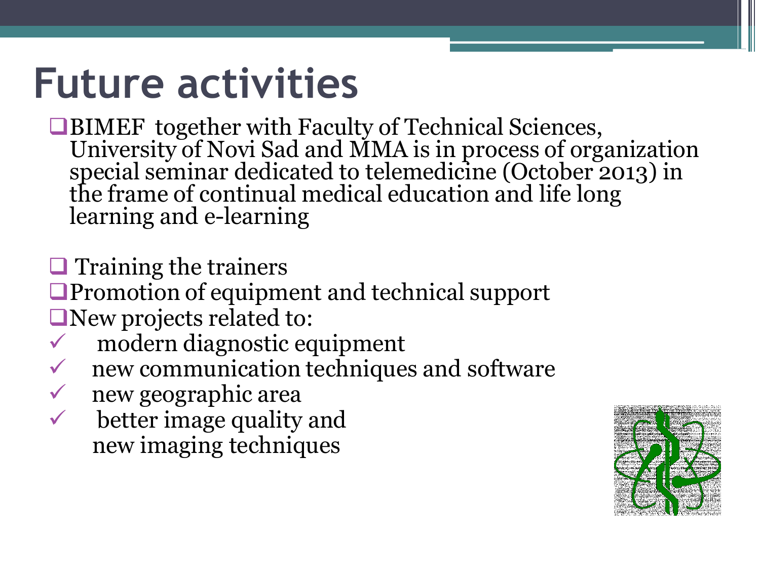# Future activities

- BIMEF together with Faculty of Technical Sciences, University of Novi Sad and MMA is in process of organization special seminar dedicated to telemedicine (October 2013) in the frame of continual medical education and life long learning and e-learning

- Training the trainers
- Promotion of equipment and technical support
- New projects related to:
  - ✓ modern diagnostic equipment
  - ✓ new communication techniques and software
  - ✓ new geographic area
  - ✓ better image quality and new imaging techniques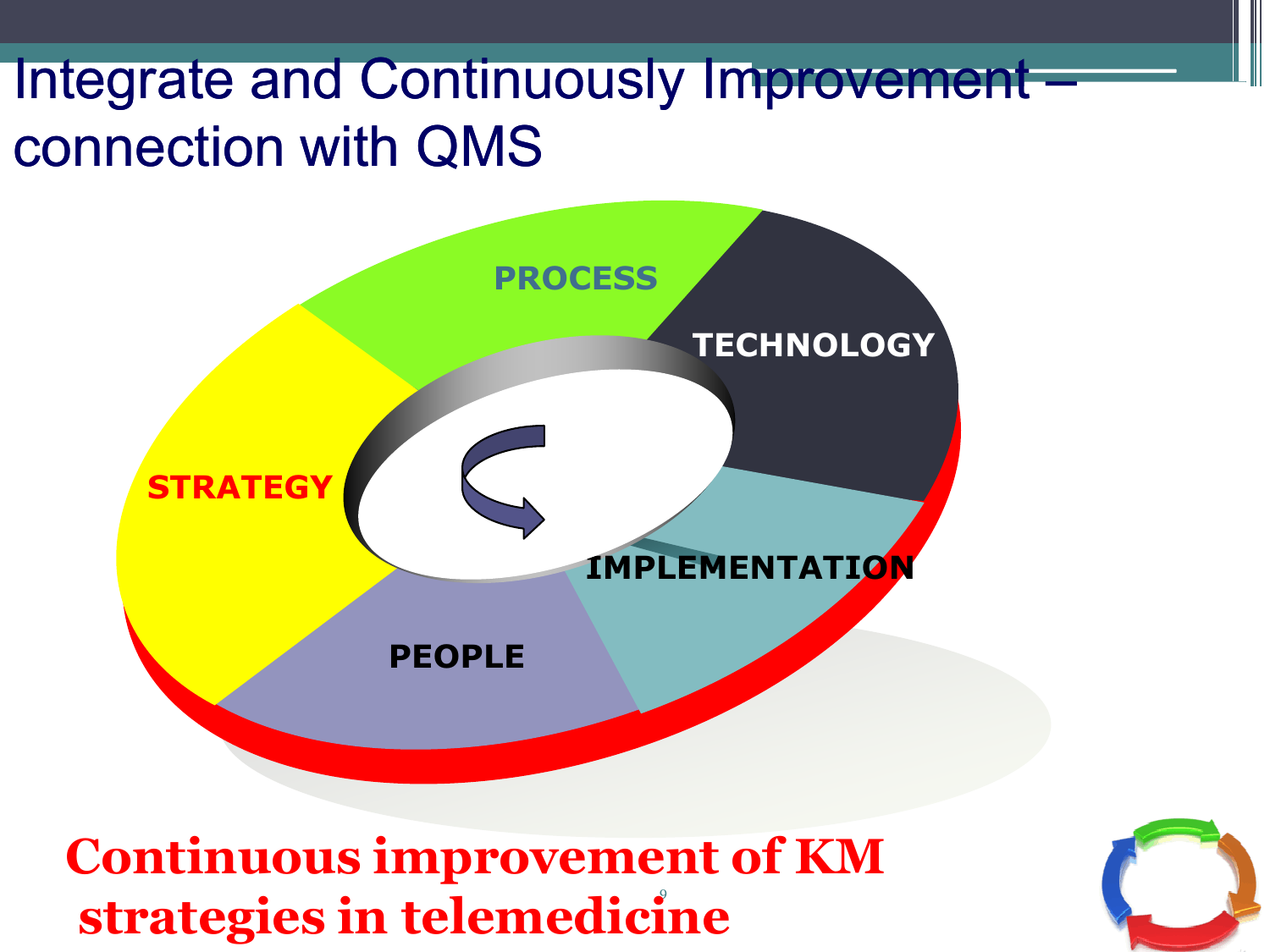# Integrate and Continuously Improvement – connection with QMS

PROCESS

TECHNOLOGY

STRATEGY

IMPLEMENTATION

PEOPLE

**Continuous improvement of KM strategies in telemedicine**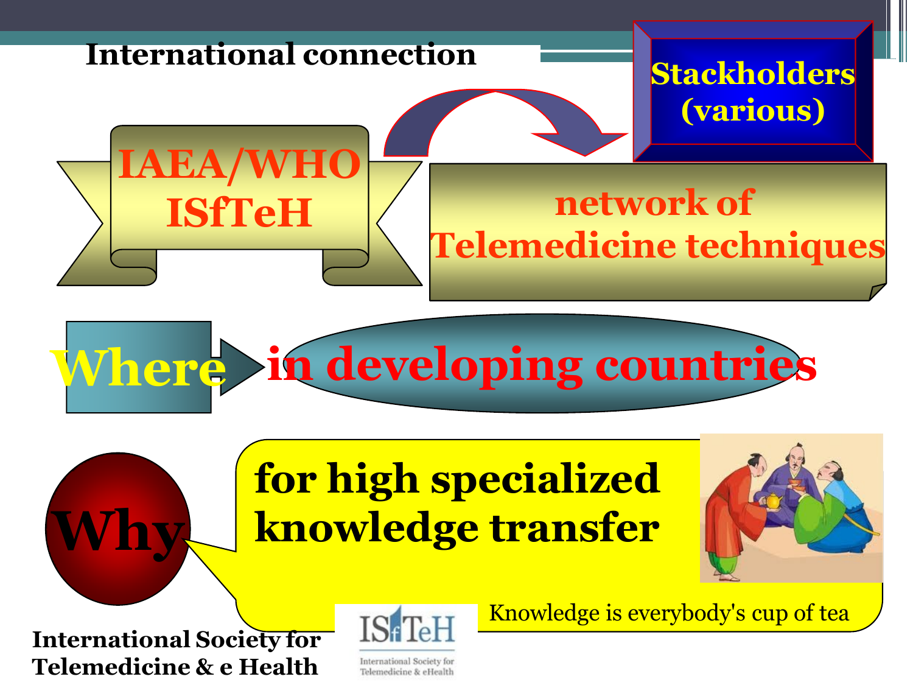# International connection

**IAEA/WHO**
**ISfTeH**

**Stackholders (various)**

**network of Telemedicine techniques**

**Where** → **in developing countries**

**Why** → **for high specialized knowledge transfer**

Knowledge is everybody's cup of tea

**International Society for Telemedicine & e Health**

ISfTeH
International Society for Telemedicine & eHealth